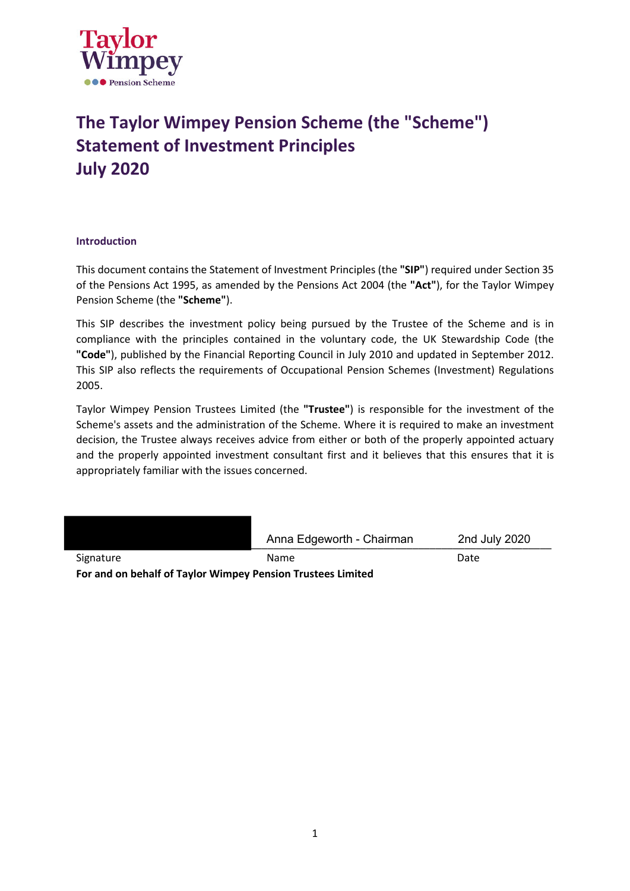# The Taylor Wimpey Pension Scheme (the "Scheme")
# Statement of Investment Principles
# July 2020

### Introduction

This document contains the Statement of Investment Principles (the **"SIP"**) required under Section 35 of the Pensions Act 1995, as amended by the Pensions Act 2004 (the **"Act"**), for the Taylor Wimpey Pension Scheme (the **"Scheme"**).

This SIP describes the investment policy being pursued by the Trustee of the Scheme and is in compliance with the principles contained in the voluntary code, the UK Stewardship Code (the **"Code"**), published by the Financial Reporting Council in July 2010 and updated in September 2012. This SIP also reflects the requirements of Occupational Pension Schemes (Investment) Regulations 2005.

Taylor Wimpey Pension Trustees Limited (the **"Trustee"**) is responsible for the investment of the Scheme's assets and the administration of the Scheme. Where it is required to make an investment decision, the Trustee always receives advice from either or both of the properly appointed actuary and the properly appointed investment consultant first and it believes that this ensures that it is appropriately familiar with the issues concerned.

| | Anna Edgeworth - Chairman | 2nd July 2020 |
|---|---|---|
| Signature | Name | Date |

**For and on behalf of Taylor Wimpey Pension Trustees Limited**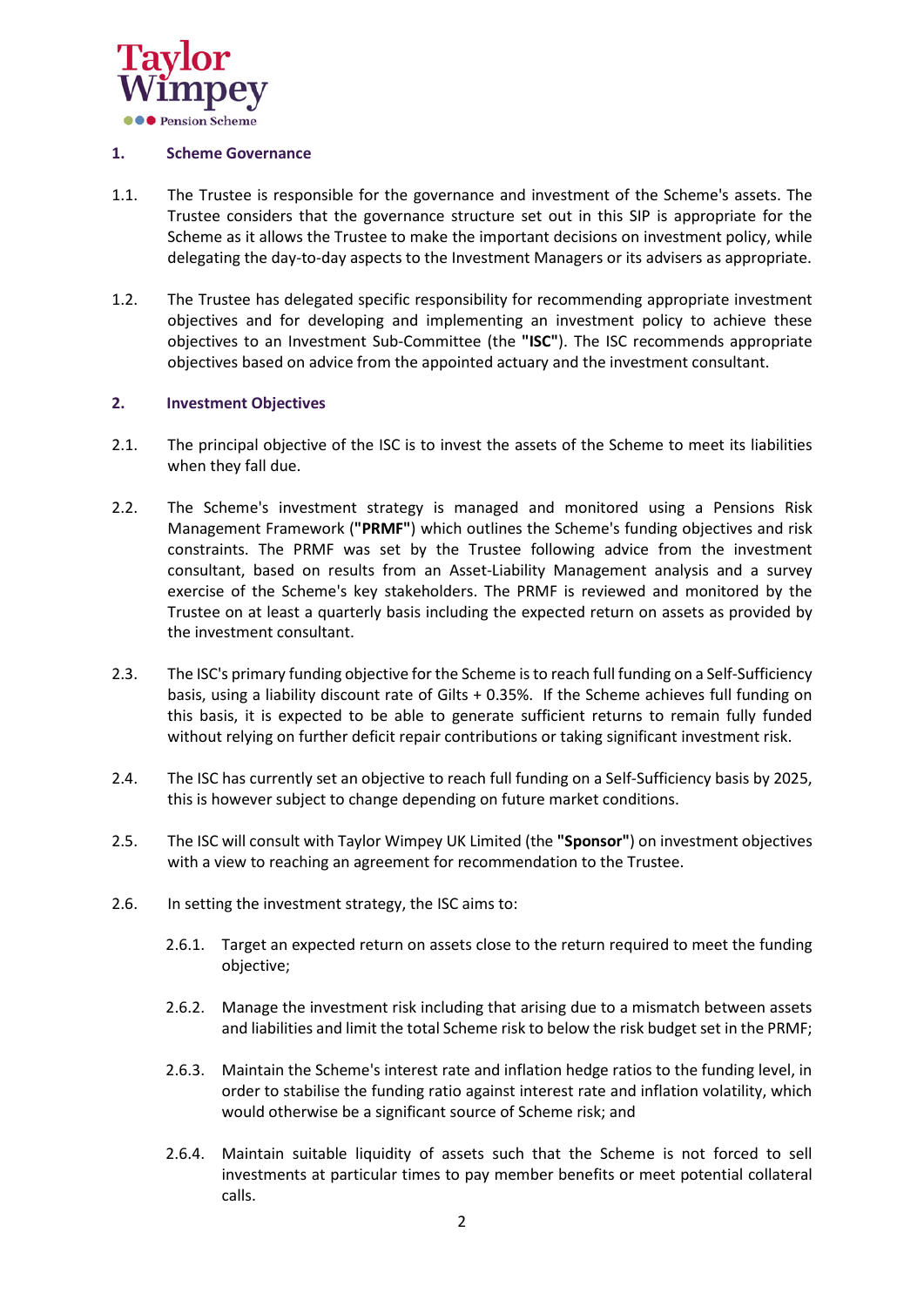## 1. Scheme Governance

1.1. The Trustee is responsible for the governance and investment of the Scheme's assets. The Trustee considers that the governance structure set out in this SIP is appropriate for the Scheme as it allows the Trustee to make the important decisions on investment policy, while delegating the day-to-day aspects to the Investment Managers or its advisers as appropriate.

1.2. The Trustee has delegated specific responsibility for recommending appropriate investment objectives and for developing and implementing an investment policy to achieve these objectives to an Investment Sub-Committee (the **"ISC"**). The ISC recommends appropriate objectives based on advice from the appointed actuary and the investment consultant.

## 2. Investment Objectives

2.1. The principal objective of the ISC is to invest the assets of the Scheme to meet its liabilities when they fall due.

2.2. The Scheme's investment strategy is managed and monitored using a Pensions Risk Management Framework (**"PRMF"**) which outlines the Scheme's funding objectives and risk constraints. The PRMF was set by the Trustee following advice from the investment consultant, based on results from an Asset-Liability Management analysis and a survey exercise of the Scheme's key stakeholders. The PRMF is reviewed and monitored by the Trustee on at least a quarterly basis including the expected return on assets as provided by the investment consultant.

2.3. The ISC's primary funding objective for the Scheme is to reach full funding on a Self-Sufficiency basis, using a liability discount rate of Gilts + 0.35%. If the Scheme achieves full funding on this basis, it is expected to be able to generate sufficient returns to remain fully funded without relying on further deficit repair contributions or taking significant investment risk.

2.4. The ISC has currently set an objective to reach full funding on a Self-Sufficiency basis by 2025, this is however subject to change depending on future market conditions.

2.5. The ISC will consult with Taylor Wimpey UK Limited (the **"Sponsor"**) on investment objectives with a view to reaching an agreement for recommendation to the Trustee.

2.6. In setting the investment strategy, the ISC aims to:

2.6.1. Target an expected return on assets close to the return required to meet the funding objective;

2.6.2. Manage the investment risk including that arising due to a mismatch between assets and liabilities and limit the total Scheme risk to below the risk budget set in the PRMF;

2.6.3. Maintain the Scheme's interest rate and inflation hedge ratios to the funding level, in order to stabilise the funding ratio against interest rate and inflation volatility, which would otherwise be a significant source of Scheme risk; and

2.6.4. Maintain suitable liquidity of assets such that the Scheme is not forced to sell investments at particular times to pay member benefits or meet potential collateral calls.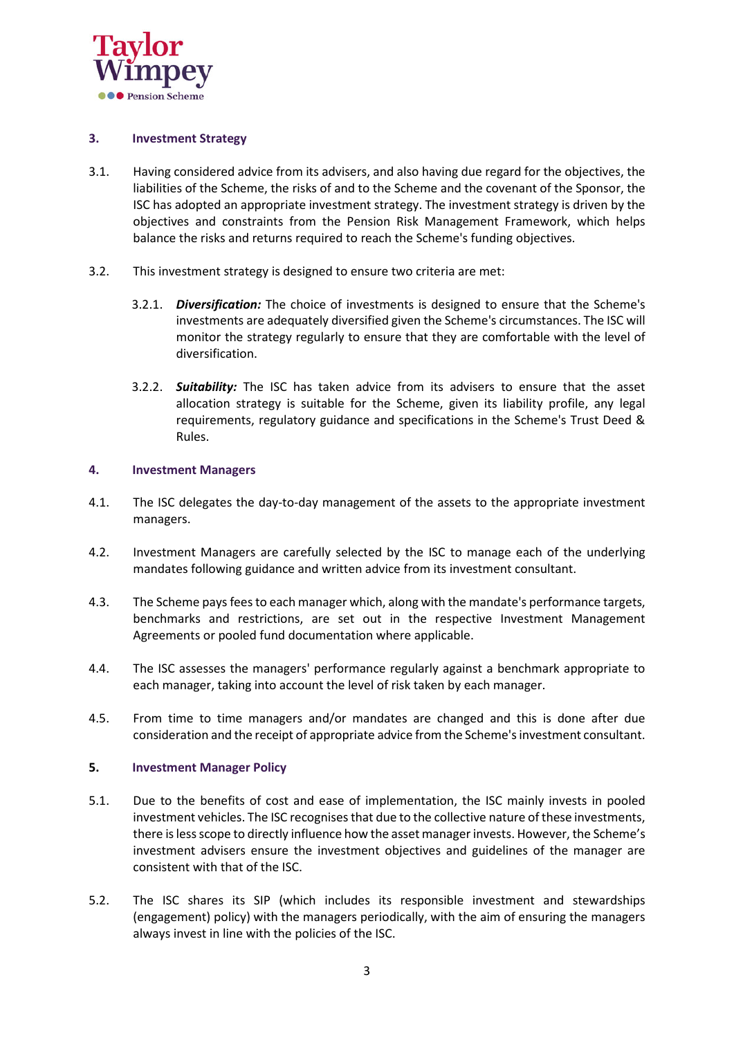## 3. Investment Strategy

3.1. Having considered advice from its advisers, and also having due regard for the objectives, the liabilities of the Scheme, the risks of and to the Scheme and the covenant of the Sponsor, the ISC has adopted an appropriate investment strategy. The investment strategy is driven by the objectives and constraints from the Pension Risk Management Framework, which helps balance the risks and returns required to reach the Scheme's funding objectives.

3.2. This investment strategy is designed to ensure two criteria are met:

3.2.1. ***Diversification:*** The choice of investments is designed to ensure that the Scheme's investments are adequately diversified given the Scheme's circumstances. The ISC will monitor the strategy regularly to ensure that they are comfortable with the level of diversification.

3.2.2. ***Suitability:*** The ISC has taken advice from its advisers to ensure that the asset allocation strategy is suitable for the Scheme, given its liability profile, any legal requirements, regulatory guidance and specifications in the Scheme's Trust Deed & Rules.

## 4. Investment Managers

4.1. The ISC delegates the day-to-day management of the assets to the appropriate investment managers.

4.2. Investment Managers are carefully selected by the ISC to manage each of the underlying mandates following guidance and written advice from its investment consultant.

4.3. The Scheme pays fees to each manager which, along with the mandate's performance targets, benchmarks and restrictions, are set out in the respective Investment Management Agreements or pooled fund documentation where applicable.

4.4. The ISC assesses the managers' performance regularly against a benchmark appropriate to each manager, taking into account the level of risk taken by each manager.

4.5. From time to time managers and/or mandates are changed and this is done after due consideration and the receipt of appropriate advice from the Scheme's investment consultant.

## 5. Investment Manager Policy

5.1. Due to the benefits of cost and ease of implementation, the ISC mainly invests in pooled investment vehicles. The ISC recognises that due to the collective nature of these investments, there is less scope to directly influence how the asset manager invests. However, the Scheme's investment advisers ensure the investment objectives and guidelines of the manager are consistent with that of the ISC.

5.2. The ISC shares its SIP (which includes its responsible investment and stewardships (engagement) policy) with the managers periodically, with the aim of ensuring the managers always invest in line with the policies of the ISC.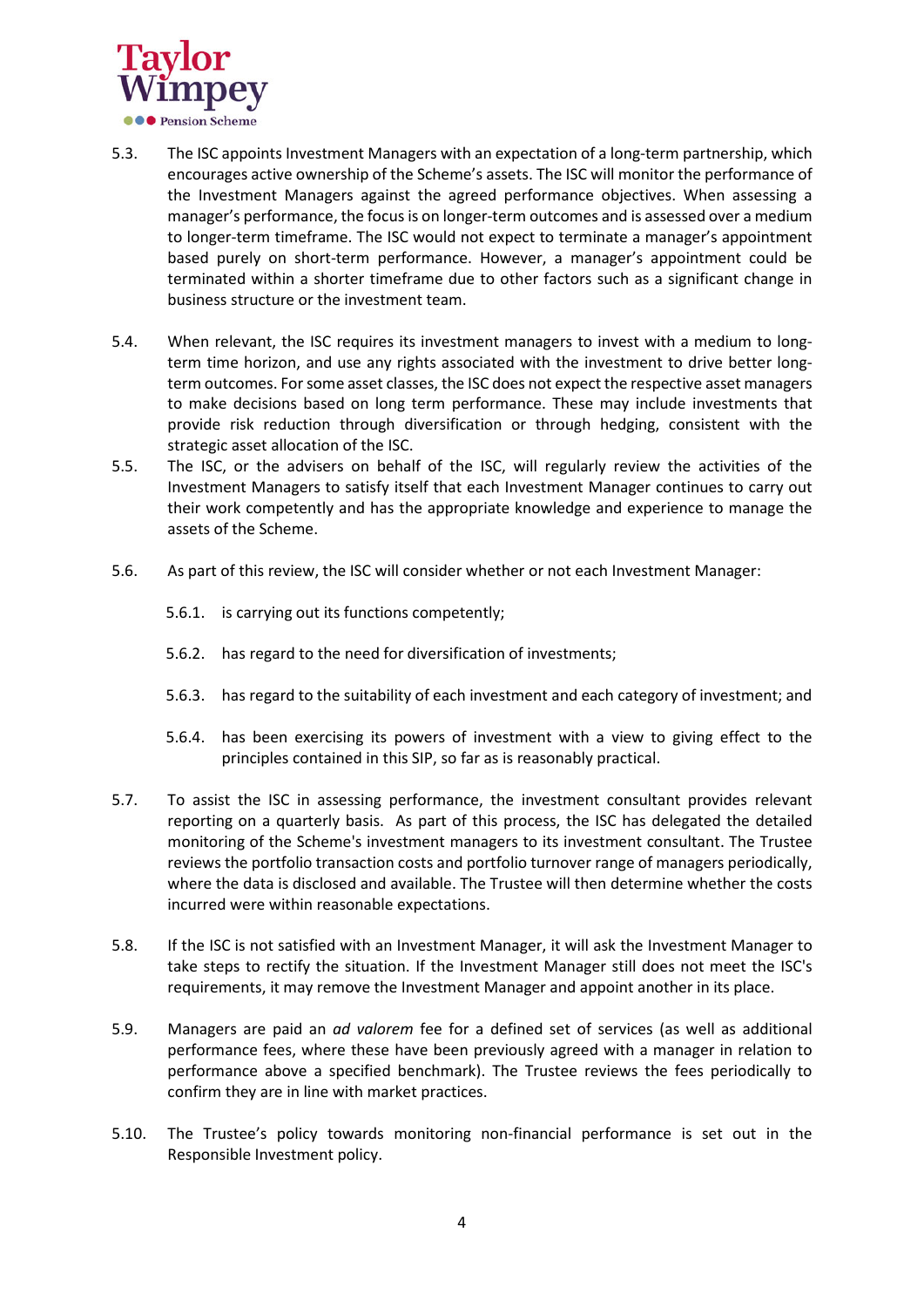5.3. The ISC appoints Investment Managers with an expectation of a long-term partnership, which encourages active ownership of the Scheme's assets. The ISC will monitor the performance of the Investment Managers against the agreed performance objectives. When assessing a manager's performance, the focus is on longer-term outcomes and is assessed over a medium to longer-term timeframe. The ISC would not expect to terminate a manager's appointment based purely on short-term performance. However, a manager's appointment could be terminated within a shorter timeframe due to other factors such as a significant change in business structure or the investment team.

5.4. When relevant, the ISC requires its investment managers to invest with a medium to long-term time horizon, and use any rights associated with the investment to drive better long-term outcomes. For some asset classes, the ISC does not expect the respective asset managers to make decisions based on long term performance. These may include investments that provide risk reduction through diversification or through hedging, consistent with the strategic asset allocation of the ISC.

5.5. The ISC, or the advisers on behalf of the ISC, will regularly review the activities of the Investment Managers to satisfy itself that each Investment Manager continues to carry out their work competently and has the appropriate knowledge and experience to manage the assets of the Scheme.

5.6. As part of this review, the ISC will consider whether or not each Investment Manager:

5.6.1. is carrying out its functions competently;

5.6.2. has regard to the need for diversification of investments;

5.6.3. has regard to the suitability of each investment and each category of investment; and

5.6.4. has been exercising its powers of investment with a view to giving effect to the principles contained in this SIP, so far as is reasonably practical.

5.7. To assist the ISC in assessing performance, the investment consultant provides relevant reporting on a quarterly basis. As part of this process, the ISC has delegated the detailed monitoring of the Scheme's investment managers to its investment consultant. The Trustee reviews the portfolio transaction costs and portfolio turnover range of managers periodically, where the data is disclosed and available. The Trustee will then determine whether the costs incurred were within reasonable expectations.

5.8. If the ISC is not satisfied with an Investment Manager, it will ask the Investment Manager to take steps to rectify the situation. If the Investment Manager still does not meet the ISC's requirements, it may remove the Investment Manager and appoint another in its place.

5.9. Managers are paid an *ad valorem* fee for a defined set of services (as well as additional performance fees, where these have been previously agreed with a manager in relation to performance above a specified benchmark). The Trustee reviews the fees periodically to confirm they are in line with market practices.

5.10. The Trustee's policy towards monitoring non-financial performance is set out in the Responsible Investment policy.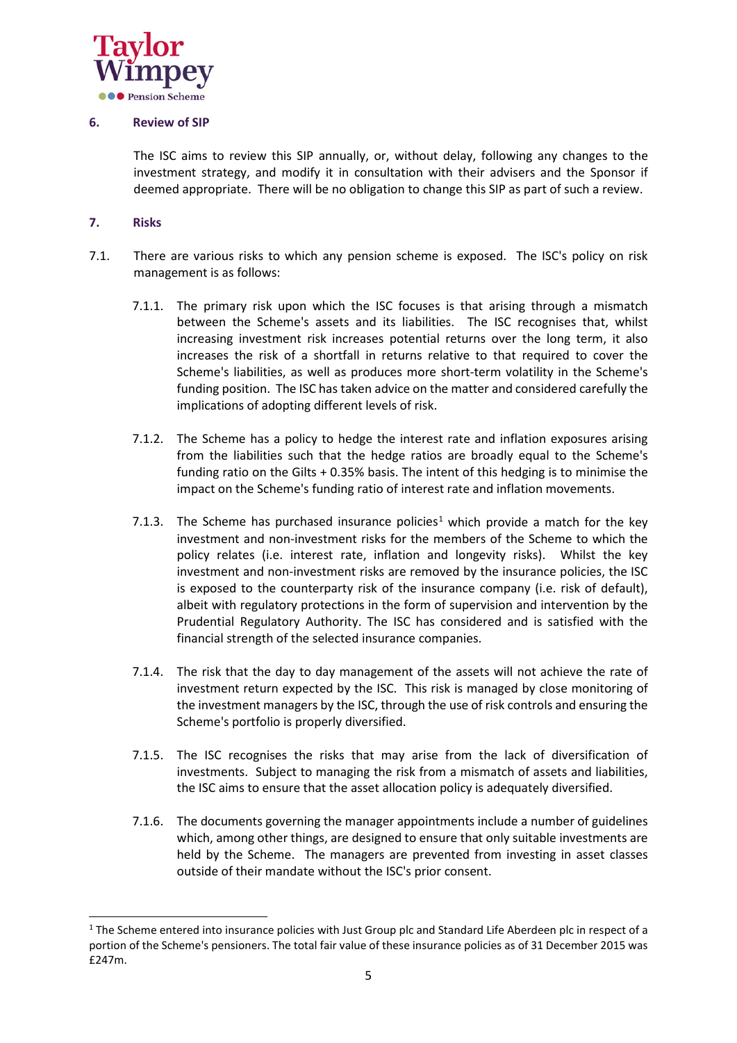## 6. Review of SIP

The ISC aims to review this SIP annually, or, without delay, following any changes to the investment strategy, and modify it in consultation with their advisers and the Sponsor if deemed appropriate. There will be no obligation to change this SIP as part of such a review.

## 7. Risks

7.1. There are various risks to which any pension scheme is exposed. The ISC's policy on risk management is as follows:

7.1.1. The primary risk upon which the ISC focuses is that arising through a mismatch between the Scheme's assets and its liabilities. The ISC recognises that, whilst increasing investment risk increases potential returns over the long term, it also increases the risk of a shortfall in returns relative to that required to cover the Scheme's liabilities, as well as produces more short-term volatility in the Scheme's funding position. The ISC has taken advice on the matter and considered carefully the implications of adopting different levels of risk.

7.1.2. The Scheme has a policy to hedge the interest rate and inflation exposures arising from the liabilities such that the hedge ratios are broadly equal to the Scheme's funding ratio on the Gilts + 0.35% basis. The intent of this hedging is to minimise the impact on the Scheme's funding ratio of interest rate and inflation movements.

7.1.3. The Scheme has purchased insurance policies[1] which provide a match for the key investment and non-investment risks for the members of the Scheme to which the policy relates (i.e. interest rate, inflation and longevity risks). Whilst the key investment and non-investment risks are removed by the insurance policies, the ISC is exposed to the counterparty risk of the insurance company (i.e. risk of default), albeit with regulatory protections in the form of supervision and intervention by the Prudential Regulatory Authority. The ISC has considered and is satisfied with the financial strength of the selected insurance companies.

7.1.4. The risk that the day to day management of the assets will not achieve the rate of investment return expected by the ISC. This risk is managed by close monitoring of the investment managers by the ISC, through the use of risk controls and ensuring the Scheme's portfolio is properly diversified.

7.1.5. The ISC recognises the risks that may arise from the lack of diversification of investments. Subject to managing the risk from a mismatch of assets and liabilities, the ISC aims to ensure that the asset allocation policy is adequately diversified.

7.1.6. The documents governing the manager appointments include a number of guidelines which, among other things, are designed to ensure that only suitable investments are held by the Scheme. The managers are prevented from investing in asset classes outside of their mandate without the ISC's prior consent.

---

[1] The Scheme entered into insurance policies with Just Group plc and Standard Life Aberdeen plc in respect of a portion of the Scheme's pensioners. The total fair value of these insurance policies as of 31 December 2015 was £247m.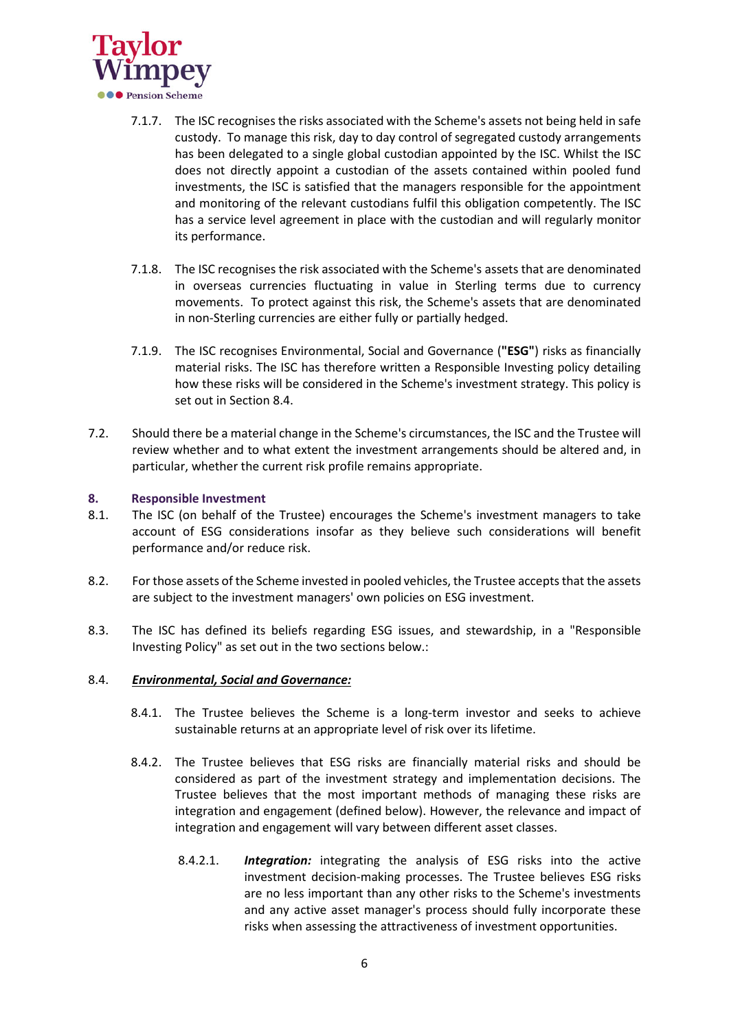7.1.7. The ISC recognises the risks associated with the Scheme's assets not being held in safe custody. To manage this risk, day to day control of segregated custody arrangements has been delegated to a single global custodian appointed by the ISC. Whilst the ISC does not directly appoint a custodian of the assets contained within pooled fund investments, the ISC is satisfied that the managers responsible for the appointment and monitoring of the relevant custodians fulfil this obligation competently. The ISC has a service level agreement in place with the custodian and will regularly monitor its performance.

7.1.8. The ISC recognises the risk associated with the Scheme's assets that are denominated in overseas currencies fluctuating in value in Sterling terms due to currency movements. To protect against this risk, the Scheme's assets that are denominated in non-Sterling currencies are either fully or partially hedged.

7.1.9. The ISC recognises Environmental, Social and Governance (**"ESG"**) risks as financially material risks. The ISC has therefore written a Responsible Investing policy detailing how these risks will be considered in the Scheme's investment strategy. This policy is set out in Section 8.4.

7.2. Should there be a material change in the Scheme's circumstances, the ISC and the Trustee will review whether and to what extent the investment arrangements should be altered and, in particular, whether the current risk profile remains appropriate.

## 8. Responsible Investment

8.1. The ISC (on behalf of the Trustee) encourages the Scheme's investment managers to take account of ESG considerations insofar as they believe such considerations will benefit performance and/or reduce risk.

8.2. For those assets of the Scheme invested in pooled vehicles, the Trustee accepts that the assets are subject to the investment managers' own policies on ESG investment.

8.3. The ISC has defined its beliefs regarding ESG issues, and stewardship, in a "Responsible Investing Policy" as set out in the two sections below.:

8.4. ***Environmental, Social and Governance:***

8.4.1. The Trustee believes the Scheme is a long-term investor and seeks to achieve sustainable returns at an appropriate level of risk over its lifetime.

8.4.2. The Trustee believes that ESG risks are financially material risks and should be considered as part of the investment strategy and implementation decisions. The Trustee believes that the most important methods of managing these risks are integration and engagement (defined below). However, the relevance and impact of integration and engagement will vary between different asset classes.

8.4.2.1. ***Integration:*** integrating the analysis of ESG risks into the active investment decision-making processes. The Trustee believes ESG risks are no less important than any other risks to the Scheme's investments and any active asset manager's process should fully incorporate these risks when assessing the attractiveness of investment opportunities.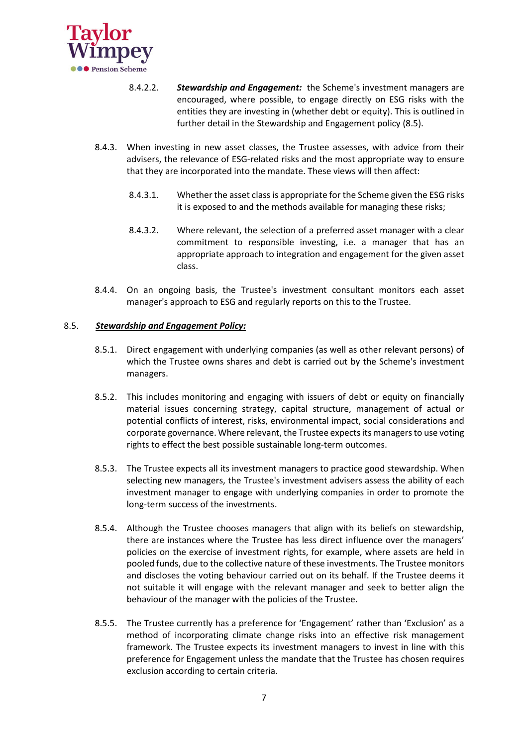8.4.2.2. ***Stewardship and Engagement:*** the Scheme's investment managers are encouraged, where possible, to engage directly on ESG risks with the entities they are investing in (whether debt or equity). This is outlined in further detail in the Stewardship and Engagement policy (8.5).

8.4.3. When investing in new asset classes, the Trustee assesses, with advice from their advisers, the relevance of ESG-related risks and the most appropriate way to ensure that they are incorporated into the mandate. These views will then affect:

8.4.3.1. Whether the asset class is appropriate for the Scheme given the ESG risks it is exposed to and the methods available for managing these risks;

8.4.3.2. Where relevant, the selection of a preferred asset manager with a clear commitment to responsible investing, i.e. a manager that has an appropriate approach to integration and engagement for the given asset class.

8.4.4. On an ongoing basis, the Trustee's investment consultant monitors each asset manager's approach to ESG and regularly reports on this to the Trustee.

8.5. ***Stewardship and Engagement Policy:***

8.5.1. Direct engagement with underlying companies (as well as other relevant persons) of which the Trustee owns shares and debt is carried out by the Scheme's investment managers.

8.5.2. This includes monitoring and engaging with issuers of debt or equity on financially material issues concerning strategy, capital structure, management of actual or potential conflicts of interest, risks, environmental impact, social considerations and corporate governance. Where relevant, the Trustee expects its managers to use voting rights to effect the best possible sustainable long-term outcomes.

8.5.3. The Trustee expects all its investment managers to practice good stewardship. When selecting new managers, the Trustee's investment advisers assess the ability of each investment manager to engage with underlying companies in order to promote the long-term success of the investments.

8.5.4. Although the Trustee chooses managers that align with its beliefs on stewardship, there are instances where the Trustee has less direct influence over the managers' policies on the exercise of investment rights, for example, where assets are held in pooled funds, due to the collective nature of these investments. The Trustee monitors and discloses the voting behaviour carried out on its behalf. If the Trustee deems it not suitable it will engage with the relevant manager and seek to better align the behaviour of the manager with the policies of the Trustee.

8.5.5. The Trustee currently has a preference for 'Engagement' rather than 'Exclusion' as a method of incorporating climate change risks into an effective risk management framework. The Trustee expects its investment managers to invest in line with this preference for Engagement unless the mandate that the Trustee has chosen requires exclusion according to certain criteria.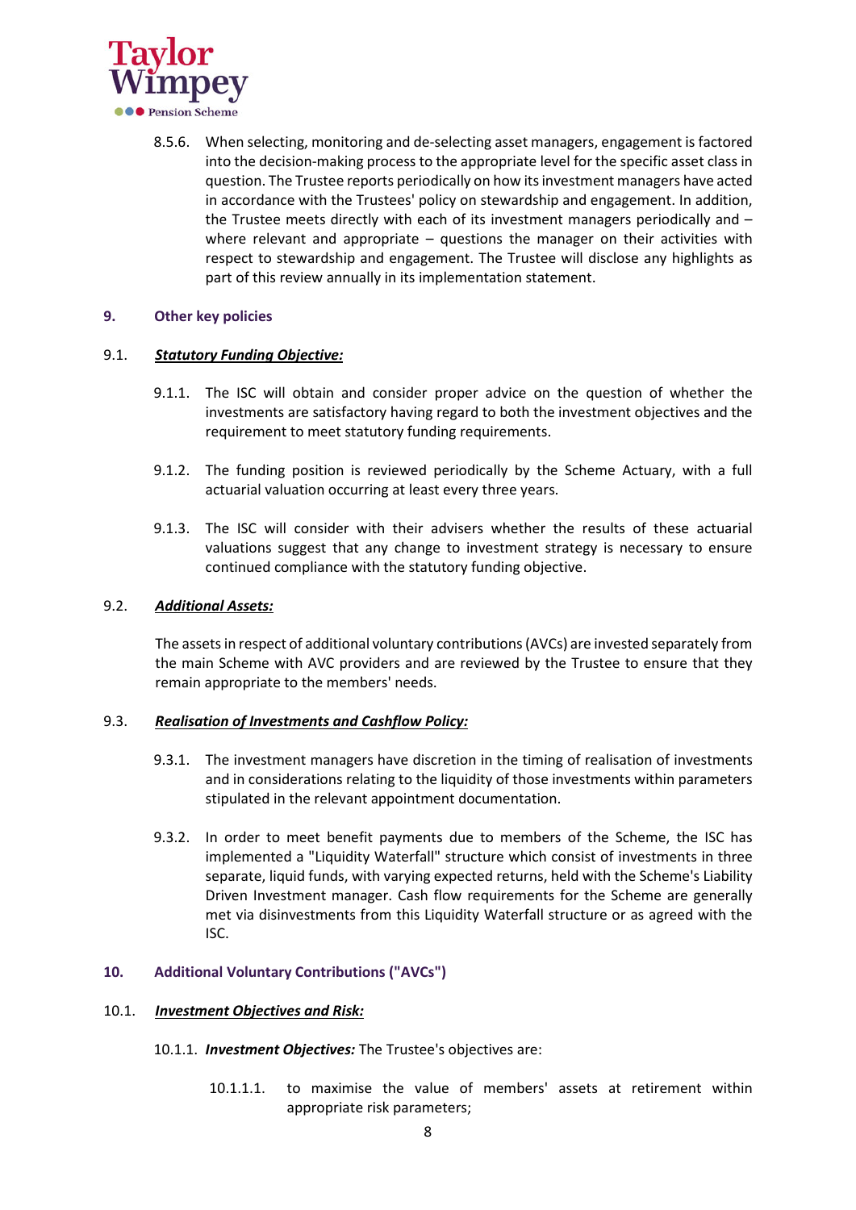8.5.6. When selecting, monitoring and de-selecting asset managers, engagement is factored into the decision-making process to the appropriate level for the specific asset class in question. The Trustee reports periodically on how its investment managers have acted in accordance with the Trustees' policy on stewardship and engagement. In addition, the Trustee meets directly with each of its investment managers periodically and – where relevant and appropriate – questions the manager on their activities with respect to stewardship and engagement. The Trustee will disclose any highlights as part of this review annually in its implementation statement.

## 9. Other key policies

### 9.1. ***Statutory Funding Objective:***

9.1.1. The ISC will obtain and consider proper advice on the question of whether the investments are satisfactory having regard to both the investment objectives and the requirement to meet statutory funding requirements.

9.1.2. The funding position is reviewed periodically by the Scheme Actuary, with a full actuarial valuation occurring at least every three years.

9.1.3. The ISC will consider with their advisers whether the results of these actuarial valuations suggest that any change to investment strategy is necessary to ensure continued compliance with the statutory funding objective.

### 9.2. ***Additional Assets:***

The assets in respect of additional voluntary contributions (AVCs) are invested separately from the main Scheme with AVC providers and are reviewed by the Trustee to ensure that they remain appropriate to the members' needs.

### 9.3. ***Realisation of Investments and Cashflow Policy:***

9.3.1. The investment managers have discretion in the timing of realisation of investments and in considerations relating to the liquidity of those investments within parameters stipulated in the relevant appointment documentation.

9.3.2. In order to meet benefit payments due to members of the Scheme, the ISC has implemented a "Liquidity Waterfall" structure which consist of investments in three separate, liquid funds, with varying expected returns, held with the Scheme's Liability Driven Investment manager. Cash flow requirements for the Scheme are generally met via disinvestments from this Liquidity Waterfall structure or as agreed with the ISC.

## 10. Additional Voluntary Contributions ("AVCs")

### 10.1. ***Investment Objectives and Risk:***

10.1.1. ***Investment Objectives:*** The Trustee's objectives are:

10.1.1.1. to maximise the value of members' assets at retirement within appropriate risk parameters;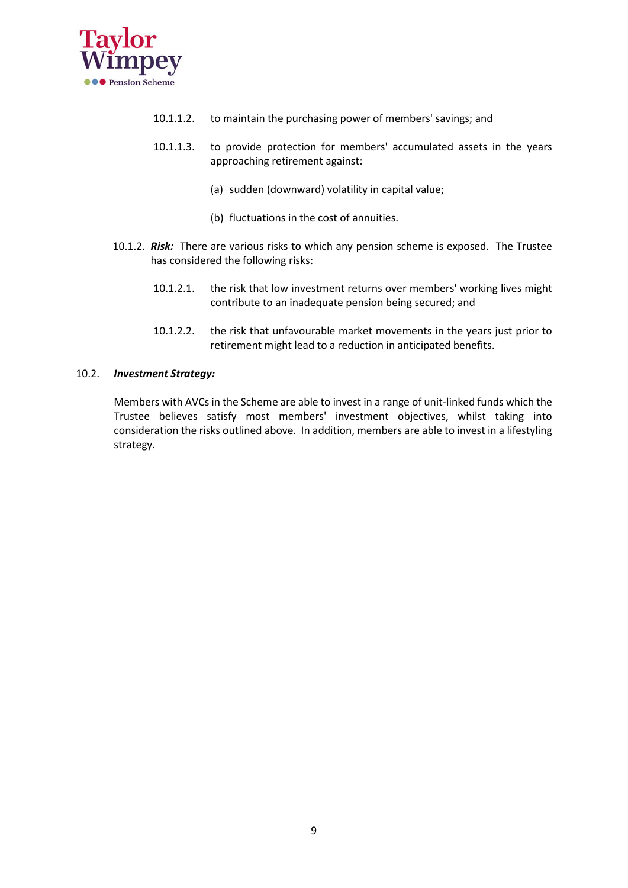10.1.1.2. to maintain the purchasing power of members' savings; and

10.1.1.3. to provide protection for members' accumulated assets in the years approaching retirement against:

(a) sudden (downward) volatility in capital value;

(b) fluctuations in the cost of annuities.

10.1.2. ***Risk:*** There are various risks to which any pension scheme is exposed. The Trustee has considered the following risks:

10.1.2.1. the risk that low investment returns over members' working lives might contribute to an inadequate pension being secured; and

10.1.2.2. the risk that unfavourable market movements in the years just prior to retirement might lead to a reduction in anticipated benefits.

10.2. ***Investment Strategy:***

Members with AVCs in the Scheme are able to invest in a range of unit-linked funds which the Trustee believes satisfy most members' investment objectives, whilst taking into consideration the risks outlined above. In addition, members are able to invest in a lifestyling strategy.